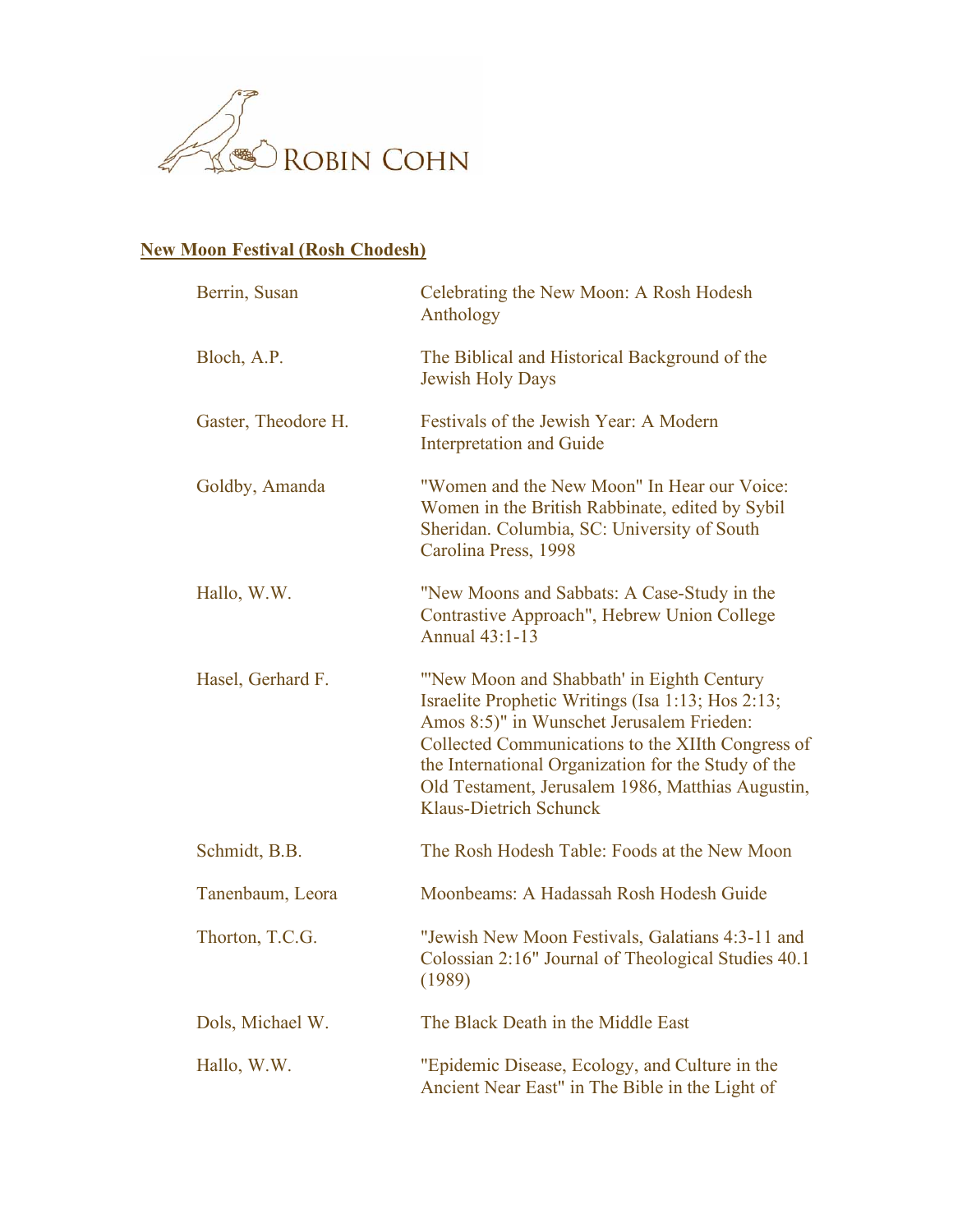ROBIN COHN

**New Moon Festival (Rosh Chodesh)**

| | |
|---|---|
| Berrin, Susan | Celebrating the New Moon: A Rosh Hodesh Anthology |
| Bloch, A.P. | The Biblical and Historical Background of the Jewish Holy Days |
| Gaster, Theodore H. | Festivals of the Jewish Year: A Modern Interpretation and Guide |
| Goldby, Amanda | "Women and the New Moon" In Hear our Voice: Women in the British Rabbinate, edited by Sybil Sheridan. Columbia, SC: University of South Carolina Press, 1998 |
| Hallo, W.W. | "New Moons and Sabbats: A Case-Study in the Contrastive Approach", Hebrew Union College Annual 43:1-13 |
| Hasel, Gerhard F. | "'New Moon and Shabbath' in Eighth Century Israelite Prophetic Writings (Isa 1:13; Hos 2:13; Amos 8:5)" in Wunschet Jerusalem Frieden: Collected Communications to the XIIth Congress of the International Organization for the Study of the Old Testament, Jerusalem 1986, Matthias Augustin, Klaus-Dietrich Schunck |
| Schmidt, B.B. | The Rosh Hodesh Table: Foods at the New Moon |
| Tanenbaum, Leora | Moonbeams: A Hadassah Rosh Hodesh Guide |
| Thorton, T.C.G. | "Jewish New Moon Festivals, Galatians 4:3-11 and Colossian 2:16" Journal of Theological Studies 40.1 (1989) |
| Dols, Michael W. | The Black Death in the Middle East |
| Hallo, W.W. | "Epidemic Disease, Ecology, and Culture in the Ancient Near East" in The Bible in the Light of |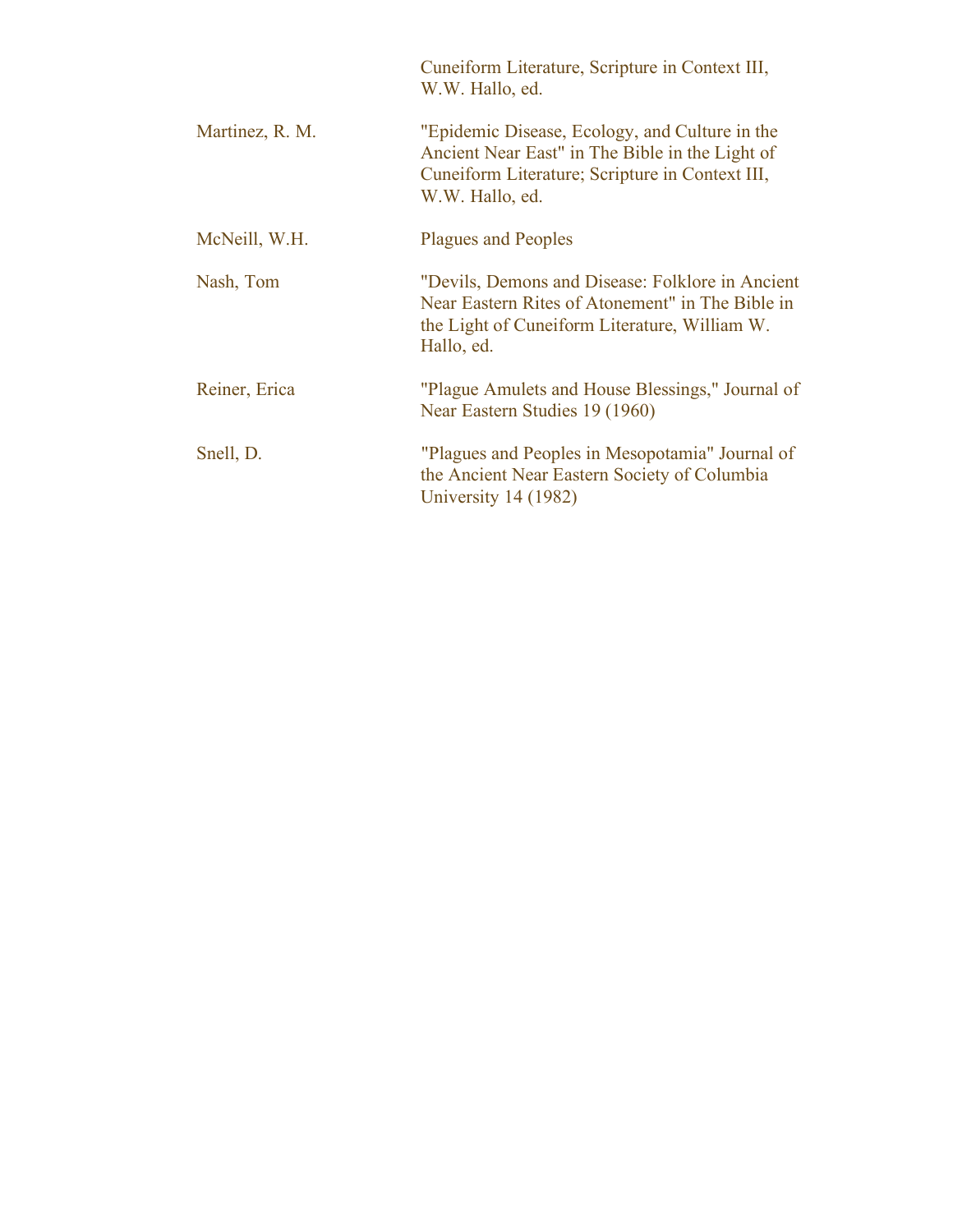| | |
|---|---|
| | Cuneiform Literature, Scripture in Context III, W.W. Hallo, ed. |
| Martinez, R. M. | "Epidemic Disease, Ecology, and Culture in the Ancient Near East" in The Bible in the Light of Cuneiform Literature; Scripture in Context III, W.W. Hallo, ed. |
| McNeill, W.H. | Plagues and Peoples |
| Nash, Tom | "Devils, Demons and Disease: Folklore in Ancient Near Eastern Rites of Atonement" in The Bible in the Light of Cuneiform Literature, William W. Hallo, ed. |
| Reiner, Erica | "Plague Amulets and House Blessings," Journal of Near Eastern Studies 19 (1960) |
| Snell, D. | "Plagues and Peoples in Mesopotamia" Journal of the Ancient Near Eastern Society of Columbia University 14 (1982) |